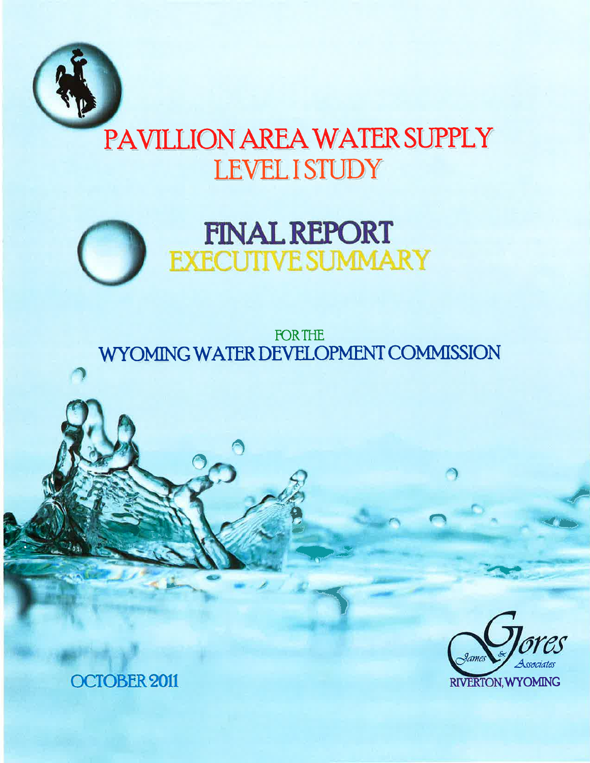# PAVILLION AREA WATER SUPPLY
# LEVEL I STUDY

## FINAL REPORT
## EXECUTIVE SUMMARY

FOR THE
WYOMING WATER DEVELOPMENT COMMISSION

OCTOBER 2011

James & Gores Associates
RIVERTON, WYOMING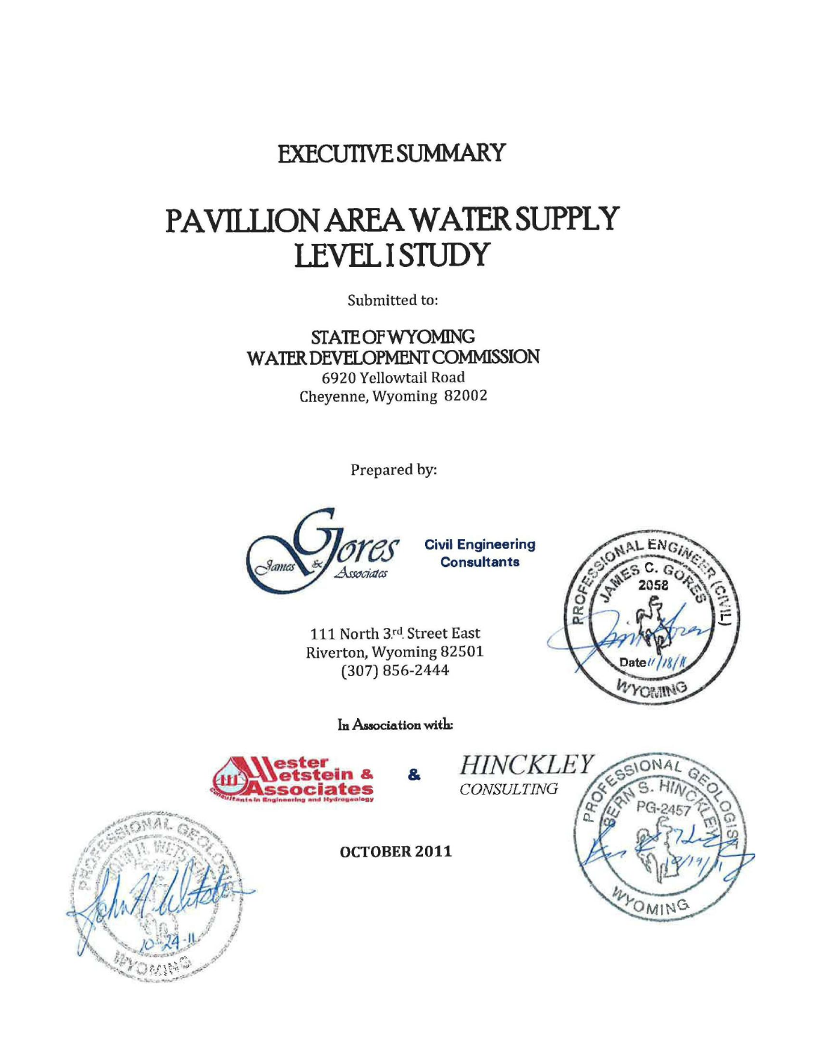# EXECUTIVE SUMMARY

# PAVILLION AREA WATER SUPPLY LEVEL I STUDY

Submitted to:

**STATE OF WYOMING WATER DEVELOPMENT COMMISSION**
6920 Yellowtail Road
Cheyenne, Wyoming 82002

Prepared by:

James Gores & Associates
**Civil Engineering Consultants**

111 North 3rd Street East
Riverton, Wyoming 82501
(307) 856-2444

PROFESSIONAL ENGINEER (CIVIL)
JAMES C. GORES
2058
Date 11/18/11
WYOMING

In Association with:

Wester Wetstein & Associates
Consultants in Engineering and Hydrogeology

&

*HINCKLEY CONSULTING*

PROFESSIONAL GEOLOGIST
BERN S. HINCKLEY
PG-2457
10/19/11
WYOMING

PROFESSIONAL GEOLOGIST
JOHN H. WETSTEIN
10-24-11
WYOMING

**OCTOBER 2011**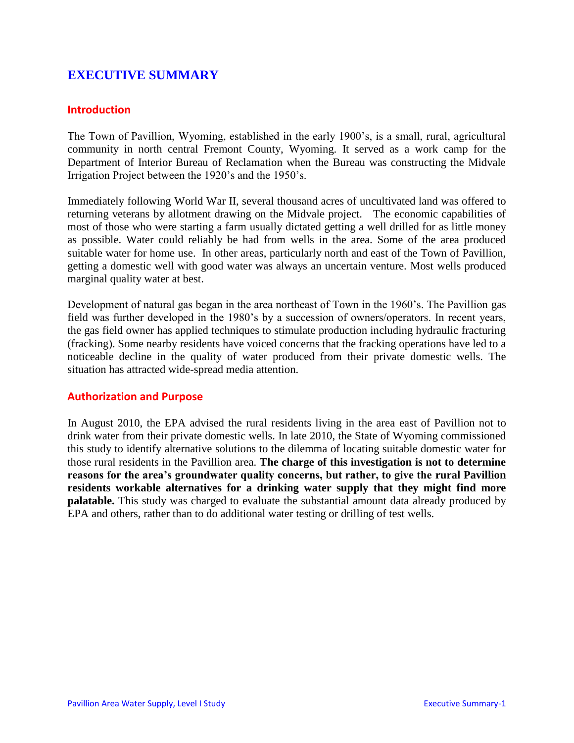# EXECUTIVE SUMMARY

## Introduction

The Town of Pavillion, Wyoming, established in the early 1900's, is a small, rural, agricultural community in north central Fremont County, Wyoming. It served as a work camp for the Department of Interior Bureau of Reclamation when the Bureau was constructing the Midvale Irrigation Project between the 1920's and the 1950's.

Immediately following World War II, several thousand acres of uncultivated land was offered to returning veterans by allotment drawing on the Midvale project. The economic capabilities of most of those who were starting a farm usually dictated getting a well drilled for as little money as possible. Water could reliably be had from wells in the area. Some of the area produced suitable water for home use. In other areas, particularly north and east of the Town of Pavillion, getting a domestic well with good water was always an uncertain venture. Most wells produced marginal quality water at best.

Development of natural gas began in the area northeast of Town in the 1960's. The Pavillion gas field was further developed in the 1980's by a succession of owners/operators. In recent years, the gas field owner has applied techniques to stimulate production including hydraulic fracturing (fracking). Some nearby residents have voiced concerns that the fracking operations have led to a noticeable decline in the quality of water produced from their private domestic wells. The situation has attracted wide-spread media attention.

## Authorization and Purpose

In August 2010, the EPA advised the rural residents living in the area east of Pavillion not to drink water from their private domestic wells. In late 2010, the State of Wyoming commissioned this study to identify alternative solutions to the dilemma of locating suitable domestic water for those rural residents in the Pavillion area. **The charge of this investigation is not to determine reasons for the area's groundwater quality concerns, but rather, to give the rural Pavillion residents workable alternatives for a drinking water supply that they might find more palatable.** This study was charged to evaluate the substantial amount data already produced by EPA and others, rather than to do additional water testing or drilling of test wells.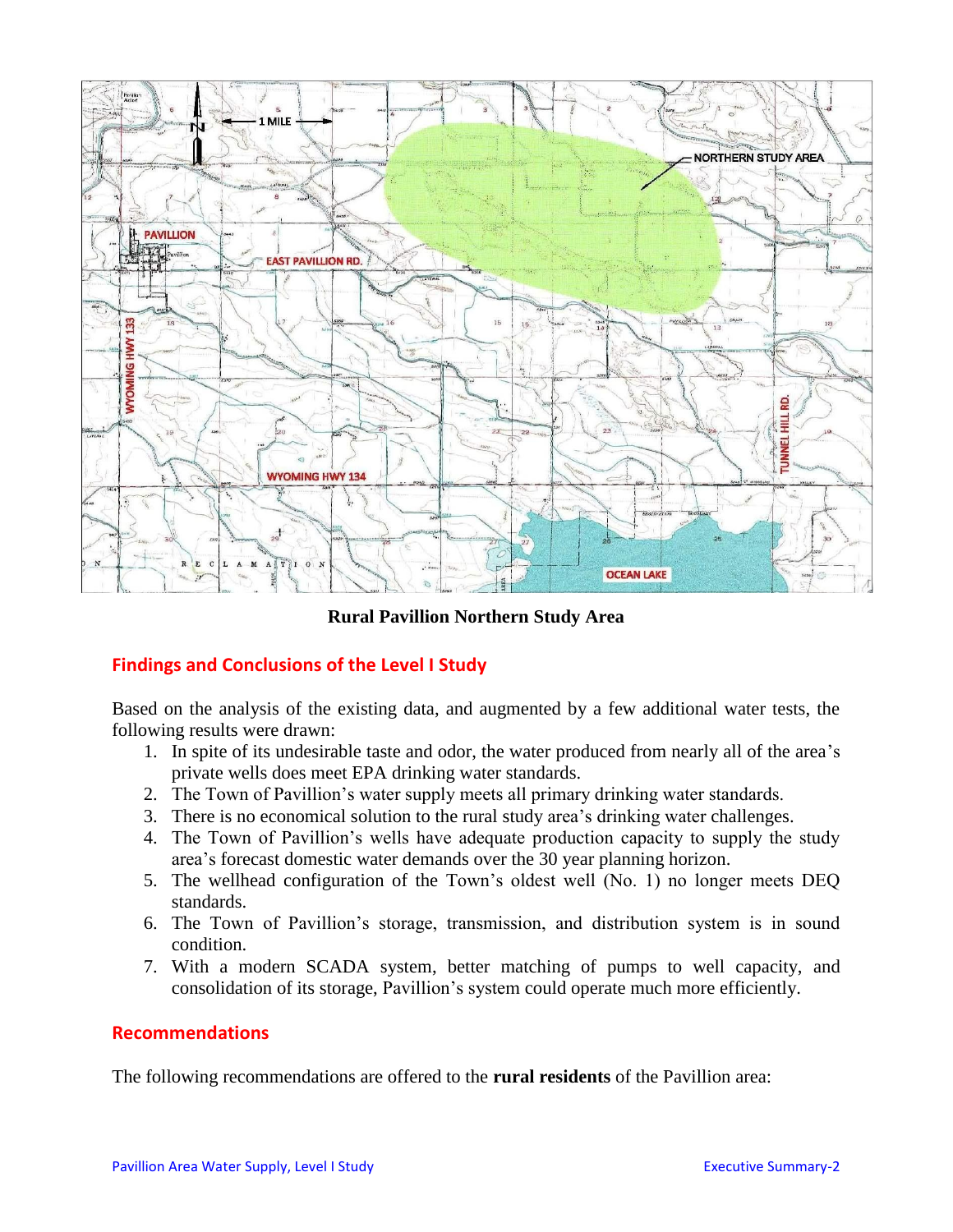**Rural Pavillion Northern Study Area**

## Findings and Conclusions of the Level I Study

Based on the analysis of the existing data, and augmented by a few additional water tests, the following results were drawn:

1. In spite of its undesirable taste and odor, the water produced from nearly all of the area's private wells does meet EPA drinking water standards.
2. The Town of Pavillion's water supply meets all primary drinking water standards.
3. There is no economical solution to the rural study area's drinking water challenges.
4. The Town of Pavillion's wells have adequate production capacity to supply the study area's forecast domestic water demands over the 30 year planning horizon.
5. The wellhead configuration of the Town's oldest well (No. 1) no longer meets DEQ standards.
6. The Town of Pavillion's storage, transmission, and distribution system is in sound condition.
7. With a modern SCADA system, better matching of pumps to well capacity, and consolidation of its storage, Pavillion's system could operate much more efficiently.

## Recommendations

The following recommendations are offered to the **rural residents** of the Pavillion area: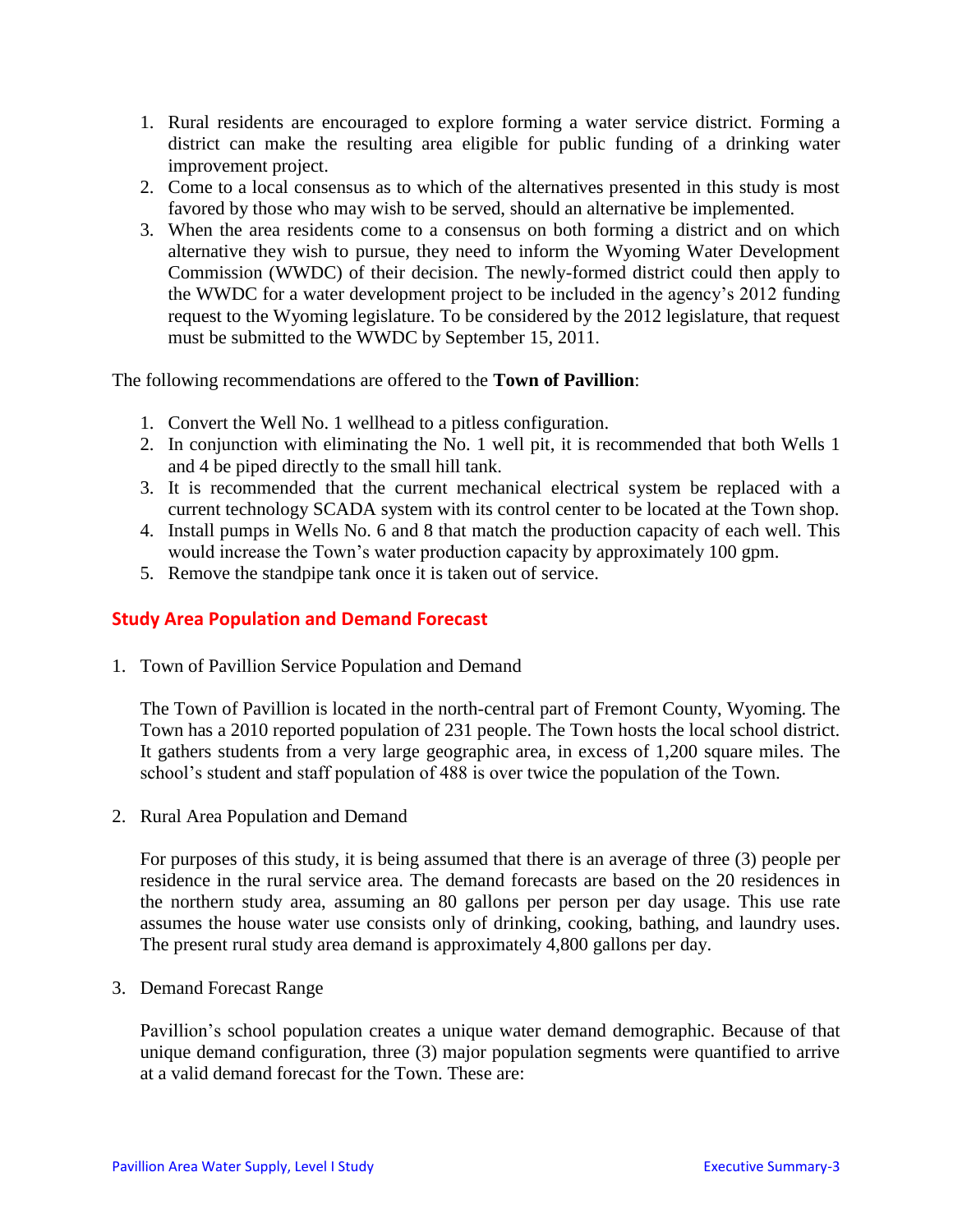1. Rural residents are encouraged to explore forming a water service district. Forming a district can make the resulting area eligible for public funding of a drinking water improvement project.
2. Come to a local consensus as to which of the alternatives presented in this study is most favored by those who may wish to be served, should an alternative be implemented.
3. When the area residents come to a consensus on both forming a district and on which alternative they wish to pursue, they need to inform the Wyoming Water Development Commission (WWDC) of their decision. The newly-formed district could then apply to the WWDC for a water development project to be included in the agency's 2012 funding request to the Wyoming legislature. To be considered by the 2012 legislature, that request must be submitted to the WWDC by September 15, 2011.

The following recommendations are offered to the **Town of Pavillion**:

1. Convert the Well No. 1 wellhead to a pitless configuration.
2. In conjunction with eliminating the No. 1 well pit, it is recommended that both Wells 1 and 4 be piped directly to the small hill tank.
3. It is recommended that the current mechanical electrical system be replaced with a current technology SCADA system with its control center to be located at the Town shop.
4. Install pumps in Wells No. 6 and 8 that match the production capacity of each well. This would increase the Town's water production capacity by approximately 100 gpm.
5. Remove the standpipe tank once it is taken out of service.

## Study Area Population and Demand Forecast

1. Town of Pavillion Service Population and Demand

   The Town of Pavillion is located in the north-central part of Fremont County, Wyoming. The Town has a 2010 reported population of 231 people. The Town hosts the local school district. It gathers students from a very large geographic area, in excess of 1,200 square miles. The school's student and staff population of 488 is over twice the population of the Town.

2. Rural Area Population and Demand

   For purposes of this study, it is being assumed that there is an average of three (3) people per residence in the rural service area. The demand forecasts are based on the 20 residences in the northern study area, assuming an 80 gallons per person per day usage. This use rate assumes the house water use consists only of drinking, cooking, bathing, and laundry uses. The present rural study area demand is approximately 4,800 gallons per day.

3. Demand Forecast Range

   Pavillion's school population creates a unique water demand demographic. Because of that unique demand configuration, three (3) major population segments were quantified to arrive at a valid demand forecast for the Town. These are: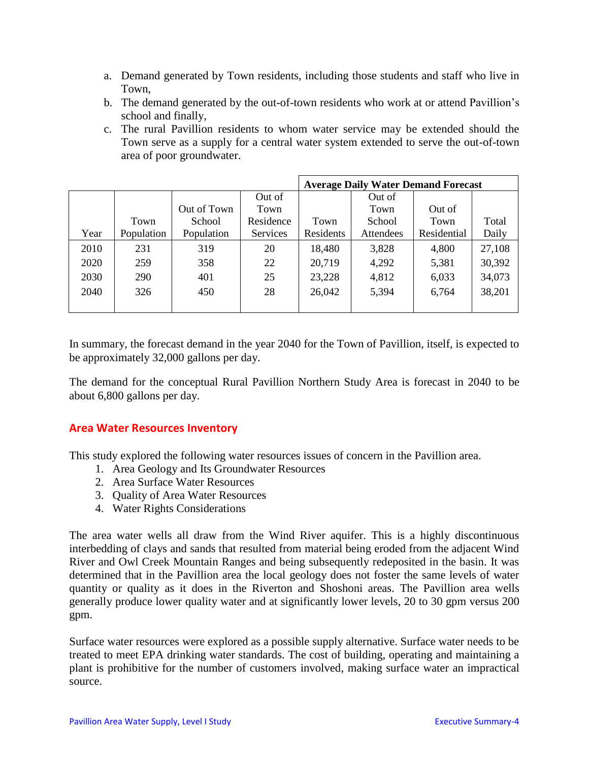a. Demand generated by Town residents, including those students and staff who live in Town,
b. The demand generated by the out-of-town residents who work at or attend Pavillion's school and finally,
c. The rural Pavillion residents to whom water service may be extended should the Town serve as a supply for a central water system extended to serve the out-of-town area of poor groundwater.

| | | | | Average Daily Water Demand Forecast | | | |
|---|---|---|---|---|---|---|---|
| Year | Town Population | Out of Town School Population | Out of Town Residence Services | Town Residents | Out of Town School Attendees | Out of Town Residential | Total Daily |
| 2010 | 231 | 319 | 20 | 18,480 | 3,828 | 4,800 | 27,108 |
| 2020 | 259 | 358 | 22 | 20,719 | 4,292 | 5,381 | 30,392 |
| 2030 | 290 | 401 | 25 | 23,228 | 4,812 | 6,033 | 34,073 |
| 2040 | 326 | 450 | 28 | 26,042 | 5,394 | 6,764 | 38,201 |

In summary, the forecast demand in the year 2040 for the Town of Pavillion, itself, is expected to be approximately 32,000 gallons per day.

The demand for the conceptual Rural Pavillion Northern Study Area is forecast in 2040 to be about 6,800 gallons per day.

## Area Water Resources Inventory

This study explored the following water resources issues of concern in the Pavillion area.

1. Area Geology and Its Groundwater Resources
2. Area Surface Water Resources
3. Quality of Area Water Resources
4. Water Rights Considerations

The area water wells all draw from the Wind River aquifer. This is a highly discontinuous interbedding of clays and sands that resulted from material being eroded from the adjacent Wind River and Owl Creek Mountain Ranges and being subsequently redeposited in the basin. It was determined that in the Pavillion area the local geology does not foster the same levels of water quantity or quality as it does in the Riverton and Shoshoni areas. The Pavillion area wells generally produce lower quality water and at significantly lower levels, 20 to 30 gpm versus 200 gpm.

Surface water resources were explored as a possible supply alternative. Surface water needs to be treated to meet EPA drinking water standards. The cost of building, operating and maintaining a plant is prohibitive for the number of customers involved, making surface water an impractical source.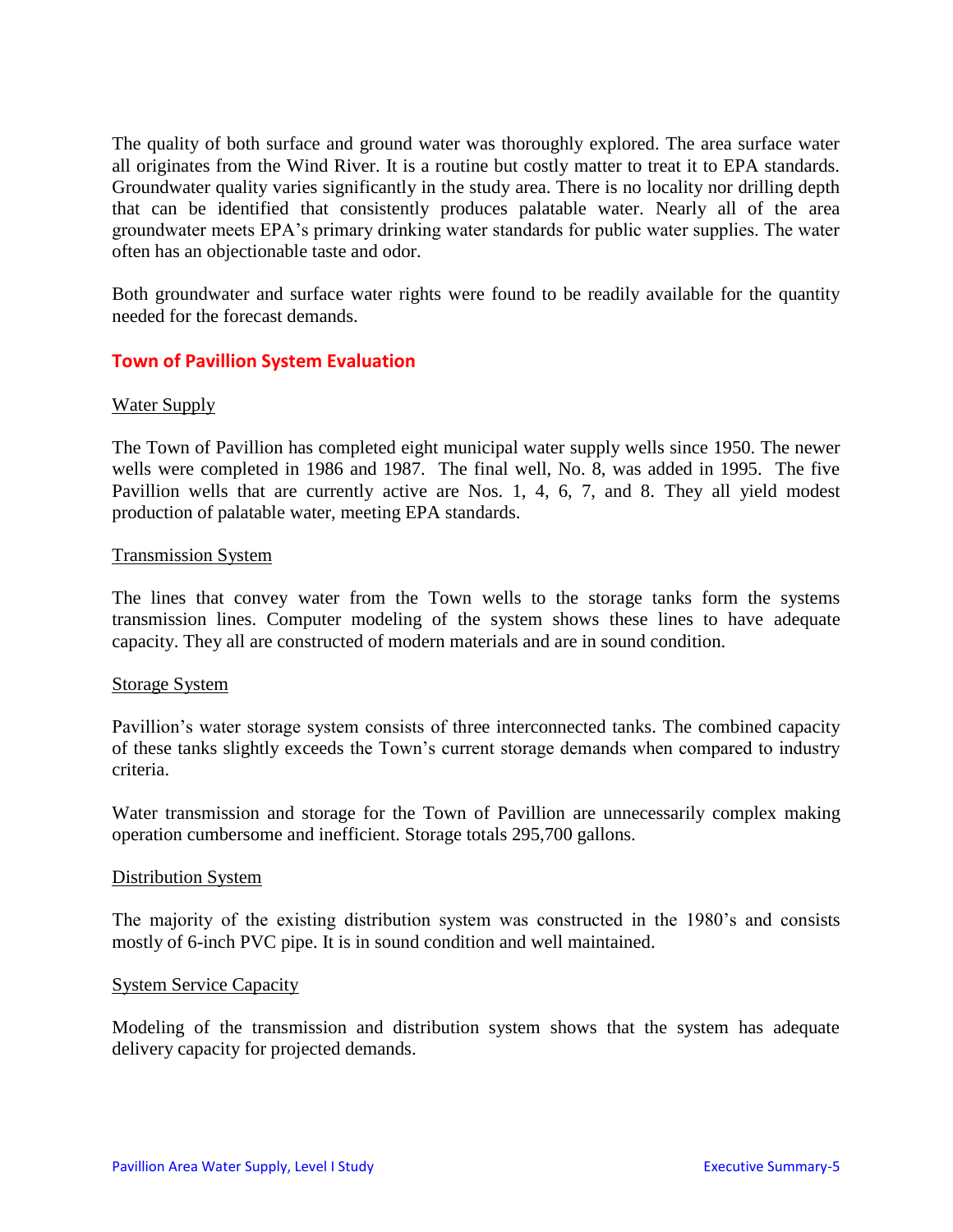The quality of both surface and ground water was thoroughly explored. The area surface water all originates from the Wind River. It is a routine but costly matter to treat it to EPA standards. Groundwater quality varies significantly in the study area. There is no locality nor drilling depth that can be identified that consistently produces palatable water. Nearly all of the area groundwater meets EPA's primary drinking water standards for public water supplies. The water often has an objectionable taste and odor.

Both groundwater and surface water rights were found to be readily available for the quantity needed for the forecast demands.

## Town of Pavillion System Evaluation

Water Supply

The Town of Pavillion has completed eight municipal water supply wells since 1950. The newer wells were completed in 1986 and 1987. The final well, No. 8, was added in 1995. The five Pavillion wells that are currently active are Nos. 1, 4, 6, 7, and 8. They all yield modest production of palatable water, meeting EPA standards.

Transmission System

The lines that convey water from the Town wells to the storage tanks form the systems transmission lines. Computer modeling of the system shows these lines to have adequate capacity. They all are constructed of modern materials and are in sound condition.

Storage System

Pavillion's water storage system consists of three interconnected tanks. The combined capacity of these tanks slightly exceeds the Town's current storage demands when compared to industry criteria.

Water transmission and storage for the Town of Pavillion are unnecessarily complex making operation cumbersome and inefficient. Storage totals 295,700 gallons.

Distribution System

The majority of the existing distribution system was constructed in the 1980's and consists mostly of 6-inch PVC pipe. It is in sound condition and well maintained.

System Service Capacity

Modeling of the transmission and distribution system shows that the system has adequate delivery capacity for projected demands.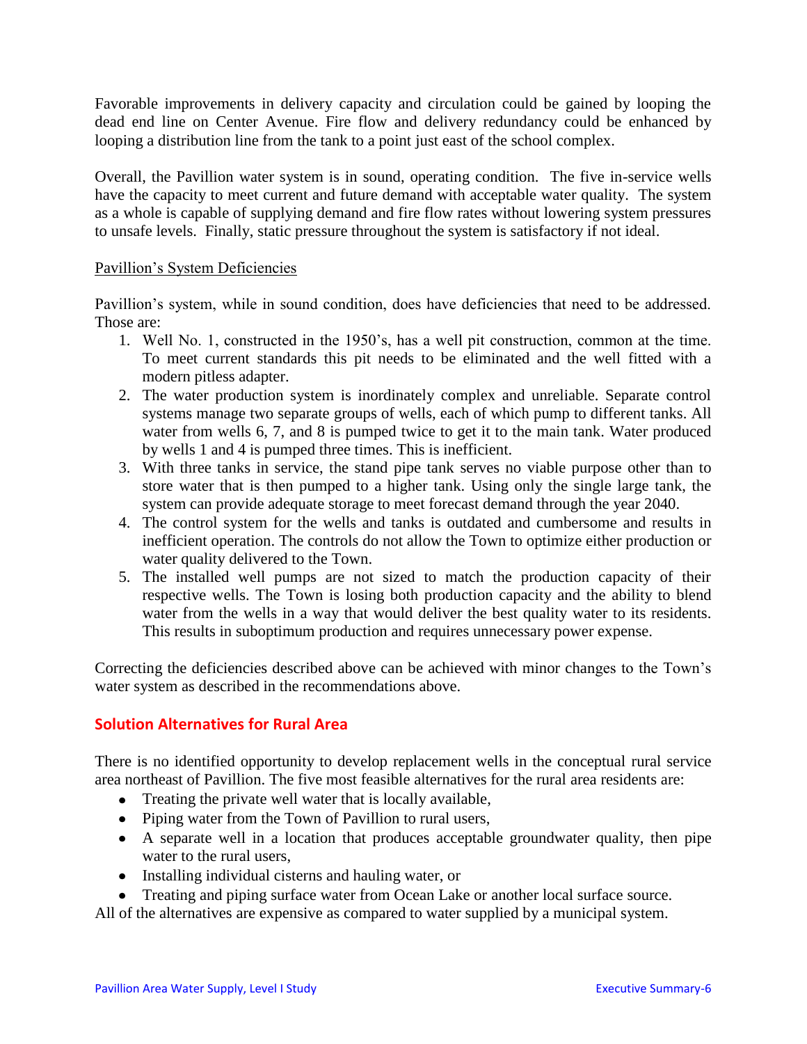Favorable improvements in delivery capacity and circulation could be gained by looping the dead end line on Center Avenue. Fire flow and delivery redundancy could be enhanced by looping a distribution line from the tank to a point just east of the school complex.

Overall, the Pavillion water system is in sound, operating condition. The five in-service wells have the capacity to meet current and future demand with acceptable water quality. The system as a whole is capable of supplying demand and fire flow rates without lowering system pressures to unsafe levels. Finally, static pressure throughout the system is satisfactory if not ideal.

Pavillion's System Deficiencies

Pavillion's system, while in sound condition, does have deficiencies that need to be addressed. Those are:

1. Well No. 1, constructed in the 1950's, has a well pit construction, common at the time. To meet current standards this pit needs to be eliminated and the well fitted with a modern pitless adapter.
2. The water production system is inordinately complex and unreliable. Separate control systems manage two separate groups of wells, each of which pump to different tanks. All water from wells 6, 7, and 8 is pumped twice to get it to the main tank. Water produced by wells 1 and 4 is pumped three times. This is inefficient.
3. With three tanks in service, the stand pipe tank serves no viable purpose other than to store water that is then pumped to a higher tank. Using only the single large tank, the system can provide adequate storage to meet forecast demand through the year 2040.
4. The control system for the wells and tanks is outdated and cumbersome and results in inefficient operation. The controls do not allow the Town to optimize either production or water quality delivered to the Town.
5. The installed well pumps are not sized to match the production capacity of their respective wells. The Town is losing both production capacity and the ability to blend water from the wells in a way that would deliver the best quality water to its residents. This results in suboptimum production and requires unnecessary power expense.

Correcting the deficiencies described above can be achieved with minor changes to the Town's water system as described in the recommendations above.

## Solution Alternatives for Rural Area

There is no identified opportunity to develop replacement wells in the conceptual rural service area northeast of Pavillion. The five most feasible alternatives for the rural area residents are:

- Treating the private well water that is locally available,
- Piping water from the Town of Pavillion to rural users,
- A separate well in a location that produces acceptable groundwater quality, then pipe water to the rural users,
- Installing individual cisterns and hauling water, or
- Treating and piping surface water from Ocean Lake or another local surface source.

All of the alternatives are expensive as compared to water supplied by a municipal system.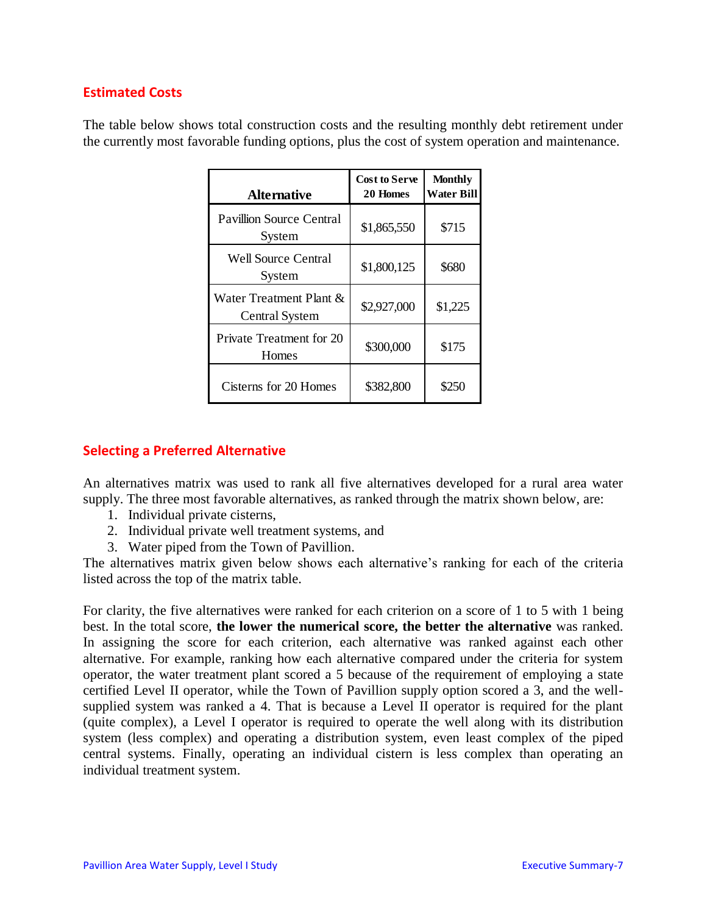## Estimated Costs

The table below shows total construction costs and the resulting monthly debt retirement under the currently most favorable funding options, plus the cost of system operation and maintenance.

| Alternative | Cost to Serve 20 Homes | Monthly Water Bill |
|---|---|---|
| Pavillion Source Central System | $1,865,550 | $715 |
| Well Source Central System | $1,800,125 | $680 |
| Water Treatment Plant & Central System | $2,927,000 | $1,225 |
| Private Treatment for 20 Homes | $300,000 | $175 |
| Cisterns for 20 Homes | $382,800 | $250 |

## Selecting a Preferred Alternative

An alternatives matrix was used to rank all five alternatives developed for a rural area water supply. The three most favorable alternatives, as ranked through the matrix shown below, are:

1. Individual private cisterns,
2. Individual private well treatment systems, and
3. Water piped from the Town of Pavillion.

The alternatives matrix given below shows each alternative's ranking for each of the criteria listed across the top of the matrix table.

For clarity, the five alternatives were ranked for each criterion on a score of 1 to 5 with 1 being best. In the total score, **the lower the numerical score, the better the alternative** was ranked. In assigning the score for each criterion, each alternative was ranked against each other alternative. For example, ranking how each alternative compared under the criteria for system operator, the water treatment plant scored a 5 because of the requirement of employing a state certified Level II operator, while the Town of Pavillion supply option scored a 3, and the well-supplied system was ranked a 4. That is because a Level II operator is required for the plant (quite complex), a Level I operator is required to operate the well along with its distribution system (less complex) and operating a distribution system, even least complex of the piped central systems. Finally, operating an individual cistern is less complex than operating an individual treatment system.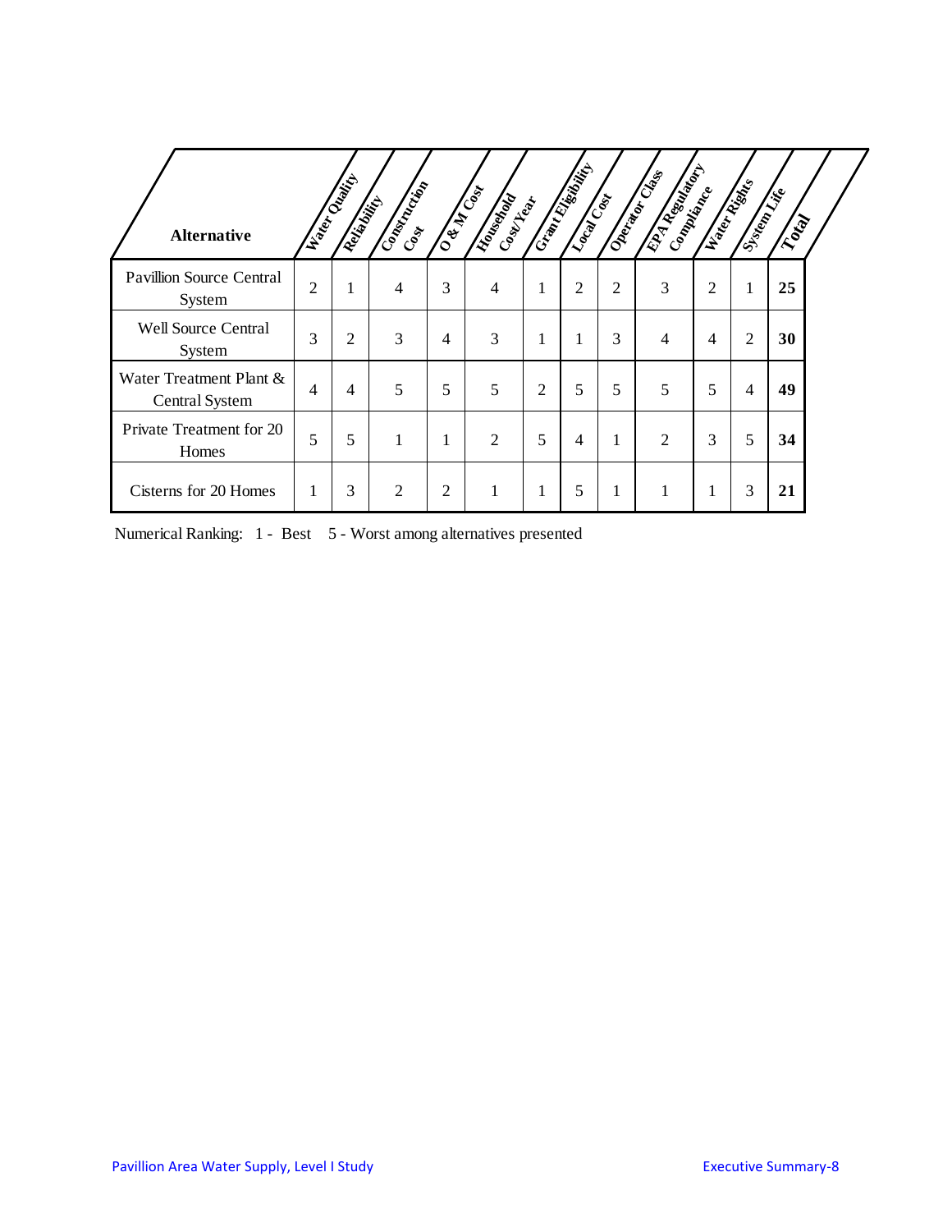| Alternative | Water Quality | Reliability | Construction Cost | O & M Cost | Household Cost/Year | Grant Eligibility | Local Cost | Operator Class | EPA Regulatory Compliance | Water Rights | System Life | Total |
|---|---|---|---|---|---|---|---|---|---|---|---|---|
| Pavillion Source Central System | 2 | 1 | 4 | 3 | 4 | 1 | 2 | 2 | 3 | 2 | 1 | **25** |
| Well Source Central System | 3 | 2 | 3 | 4 | 3 | 1 | 1 | 3 | 4 | 4 | 2 | **30** |
| Water Treatment Plant & Central System | 4 | 4 | 5 | 5 | 5 | 2 | 5 | 5 | 5 | 5 | 4 | **49** |
| Private Treatment for 20 Homes | 5 | 5 | 1 | 1 | 2 | 5 | 4 | 1 | 2 | 3 | 5 | **34** |
| Cisterns for 20 Homes | 1 | 3 | 2 | 2 | 1 | 1 | 5 | 1 | 1 | 1 | 3 | **21** |

Numerical Ranking: 1 - Best 5 - Worst among alternatives presented